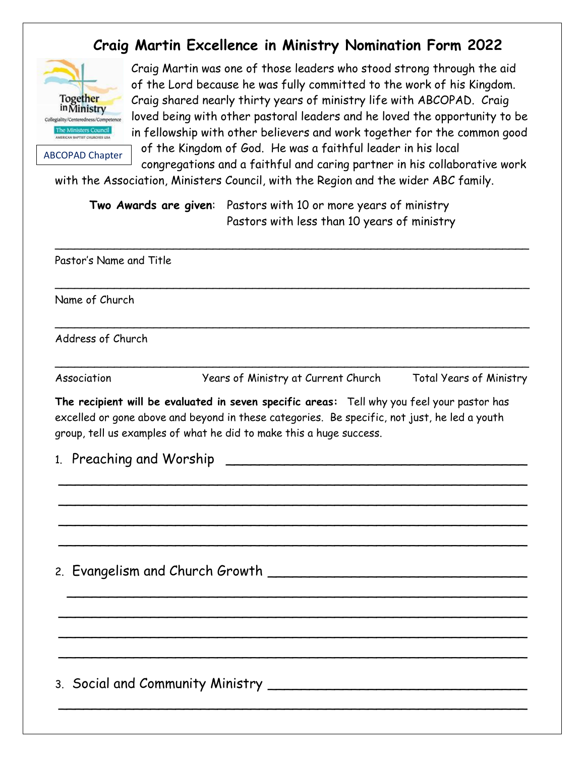# Craig Martin Excellence in Ministry Nomination Form 2022

ABCOPAD Chapter

Craig Martin was one of those leaders who stood strong through the aid of the Lord because he was fully committed to the work of his Kingdom. Craig shared nearly thirty years of ministry life with ABCOPAD. Craig loved being with other pastoral leaders and he loved the opportunity to be in fellowship with other believers and work together for the common good of the Kingdom of God. He was a faithful leader in his local congregations and a faithful and caring partner in his collaborative work with the Association, Ministers Council, with the Region and the wider ABC family.

**Two Awards are given**: Pastors with 10 or more years of ministry
Pastors with less than 10 years of ministry

___________________________________________________________________

Pastor's Name and Title

___________________________________________________________________

Name of Church

___________________________________________________________________

Address of Church

___________________________________________________________________

Association    Years of Ministry at Current Church    Total Years of Ministry

**The recipient will be evaluated in seven specific areas:** Tell why you feel your pastor has excelled or gone above and beyond in these categories. Be specific, not just, he led a youth group, tell us examples of what he did to make this a huge success.

1. Preaching and Worship ___________________________________

___________________________________________________________________

___________________________________________________________________

___________________________________________________________________

___________________________________________________________________

2. Evangelism and Church Growth _____________________________

___________________________________________________________________

___________________________________________________________________

___________________________________________________________________

___________________________________________________________________

3. Social and Community Ministry _____________________________

___________________________________________________________________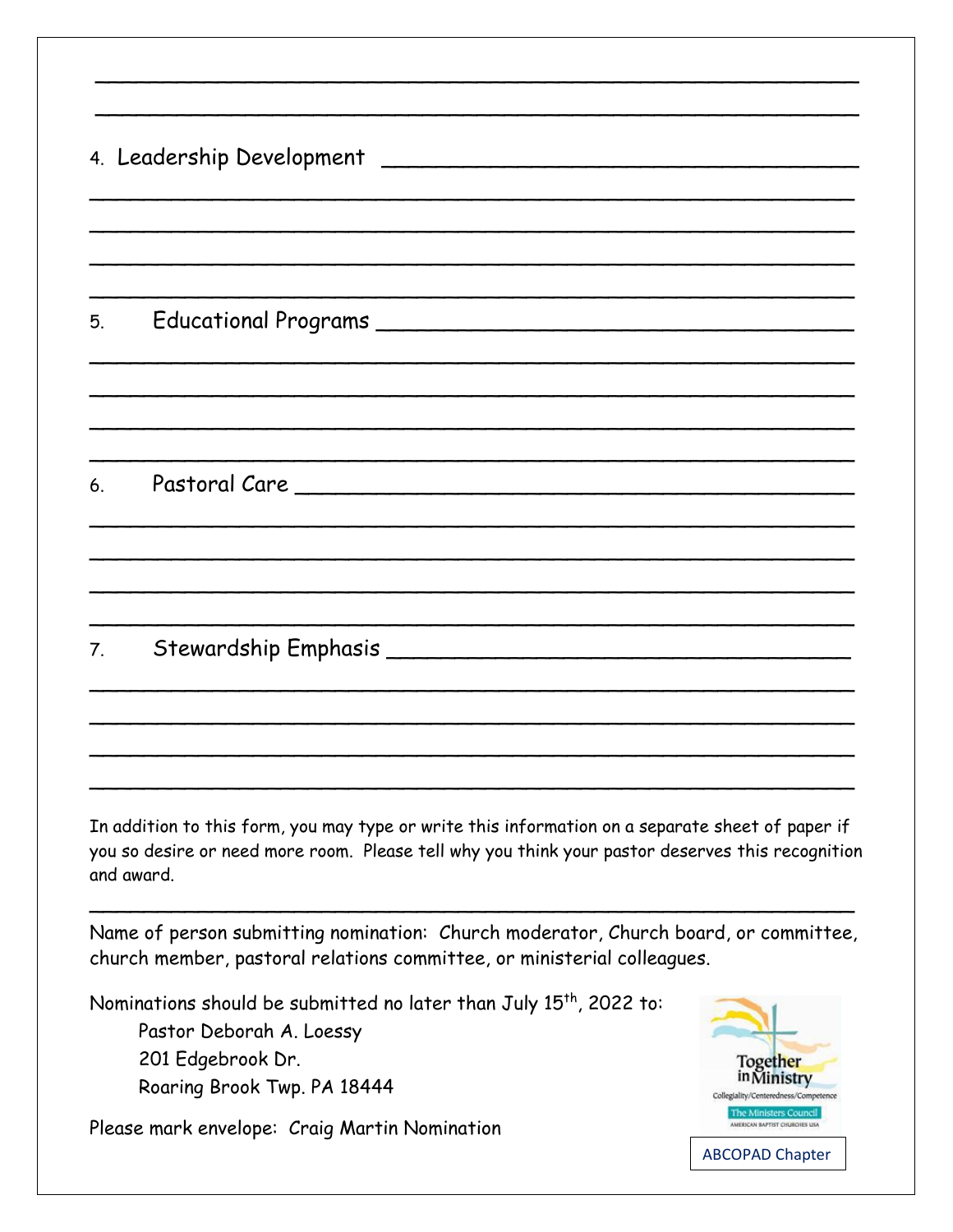4. Leadership Development

5. Educational Programs

6. Pastoral Care

7. Stewardship Emphasis

In addition to this form, you may type or write this information on a separate sheet of paper if you so desire or need more room. Please tell why you think your pastor deserves this recognition and award.

Name of person submitting nomination: Church moderator, Church board, or committee, church member, pastoral relations committee, or ministerial colleagues.

Nominations should be submitted no later than July 15th, 2022 to:

Pastor Deborah A. Loessy
201 Edgebrook Dr.
Roaring Brook Twp. PA 18444

Please mark envelope: Craig Martin Nomination

Together in Ministry
Collegiality/Centeredness/Competence
The Ministers Council
AMERICAN BAPTIST CHURCHES USA

ABCOPAD Chapter